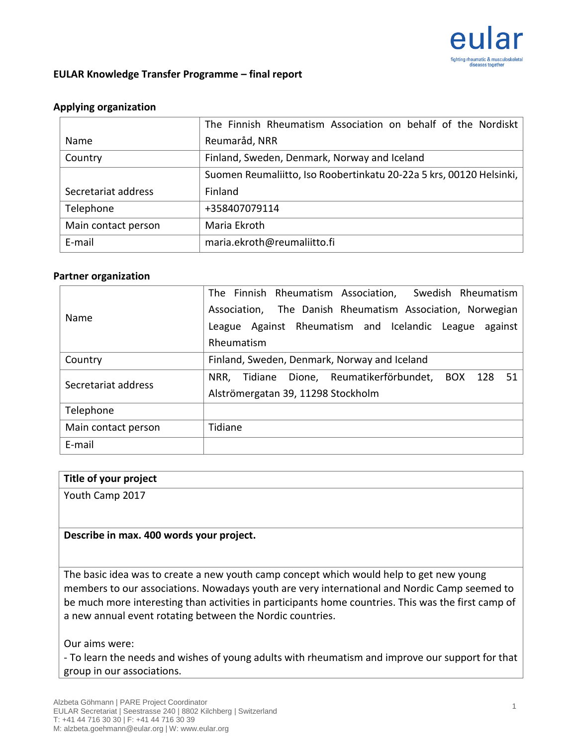# EULAR Knowledge Transfer Programme – final report

## Applying organization

| | |
|---|---|
| Name | The Finnish Rheumatism Association on behalf of the Nordiskt Reumaråd, NRR |
| Country | Finland, Sweden, Denmark, Norway and Iceland |
| Secretariat address | Suomen Reumaliitto, Iso Roobertinkatu 20-22a 5 krs, 00120 Helsinki, Finland |
| Telephone | +358407079114 |
| Main contact person | Maria Ekroth |
| E-mail | maria.ekroth@reumaliitto.fi |

## Partner organization

| | |
|---|---|
| Name | The Finnish Rheumatism Association, Swedish Rheumatism Association, The Danish Rheumatism Association, Norwegian League Against Rheumatism and Icelandic League against Rheumatism |
| Country | Finland, Sweden, Denmark, Norway and Iceland |
| Secretariat address | NRR, Tidiane Dione, Reumatikerförbundet, BOX 128 51 Alströmergatan 39, 11298 Stockholm |
| Telephone | |
| Main contact person | Tidiane |
| E-mail | |

**Title of your project**

Youth Camp 2017

**Describe in max. 400 words your project.**

The basic idea was to create a new youth camp concept which would help to get new young members to our associations. Nowadays youth are very international and Nordic Camp seemed to be much more interesting than activities in participants home countries. This was the first camp of a new annual event rotating between the Nordic countries.

Our aims were:

- To learn the needs and wishes of young adults with rheumatism and improve our support for that group in our associations.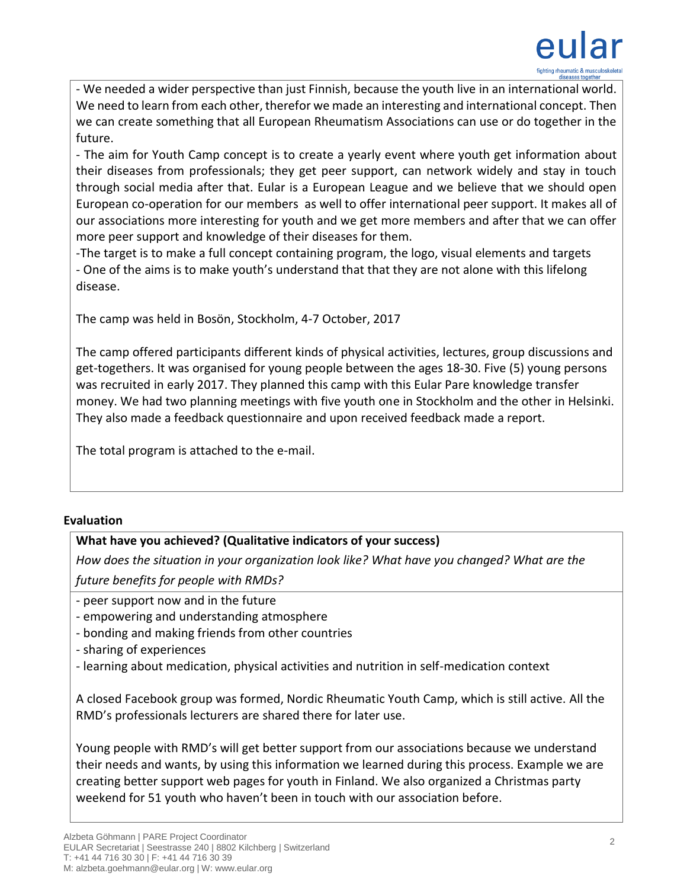- We needed a wider perspective than just Finnish, because the youth live in an international world. We need to learn from each other, therefor we made an interesting and international concept. Then we can create something that all European Rheumatism Associations can use or do together in the future.

- The aim for Youth Camp concept is to create a yearly event where youth get information about their diseases from professionals; they get peer support, can network widely and stay in touch through social media after that. Eular is a European League and we believe that we should open European co-operation for our members as well to offer international peer support. It makes all of our associations more interesting for youth and we get more members and after that we can offer more peer support and knowledge of their diseases for them.

-The target is to make a full concept containing program, the logo, visual elements and targets

- One of the aims is to make youth's understand that that they are not alone with this lifelong disease.

The camp was held in Bosön, Stockholm, 4-7 October, 2017

The camp offered participants different kinds of physical activities, lectures, group discussions and get-togethers. It was organised for young people between the ages 18-30. Five (5) young persons was recruited in early 2017. They planned this camp with this Eular Pare knowledge transfer money. We had two planning meetings with five youth one in Stockholm and the other in Helsinki. They also made a feedback questionnaire and upon received feedback made a report.

The total program is attached to the e-mail.

## Evaluation

**What have you achieved? (Qualitative indicators of your success)**

*How does the situation in your organization look like? What have you changed? What are the future benefits for people with RMDs?*

- peer support now and in the future
- empowering and understanding atmosphere
- bonding and making friends from other countries
- sharing of experiences
- learning about medication, physical activities and nutrition in self-medication context

A closed Facebook group was formed, Nordic Rheumatic Youth Camp, which is still active. All the RMD's professionals lecturers are shared there for later use.

Young people with RMD's will get better support from our associations because we understand their needs and wants, by using this information we learned during this process. Example we are creating better support web pages for youth in Finland. We also organized a Christmas party weekend for 51 youth who haven't been in touch with our association before.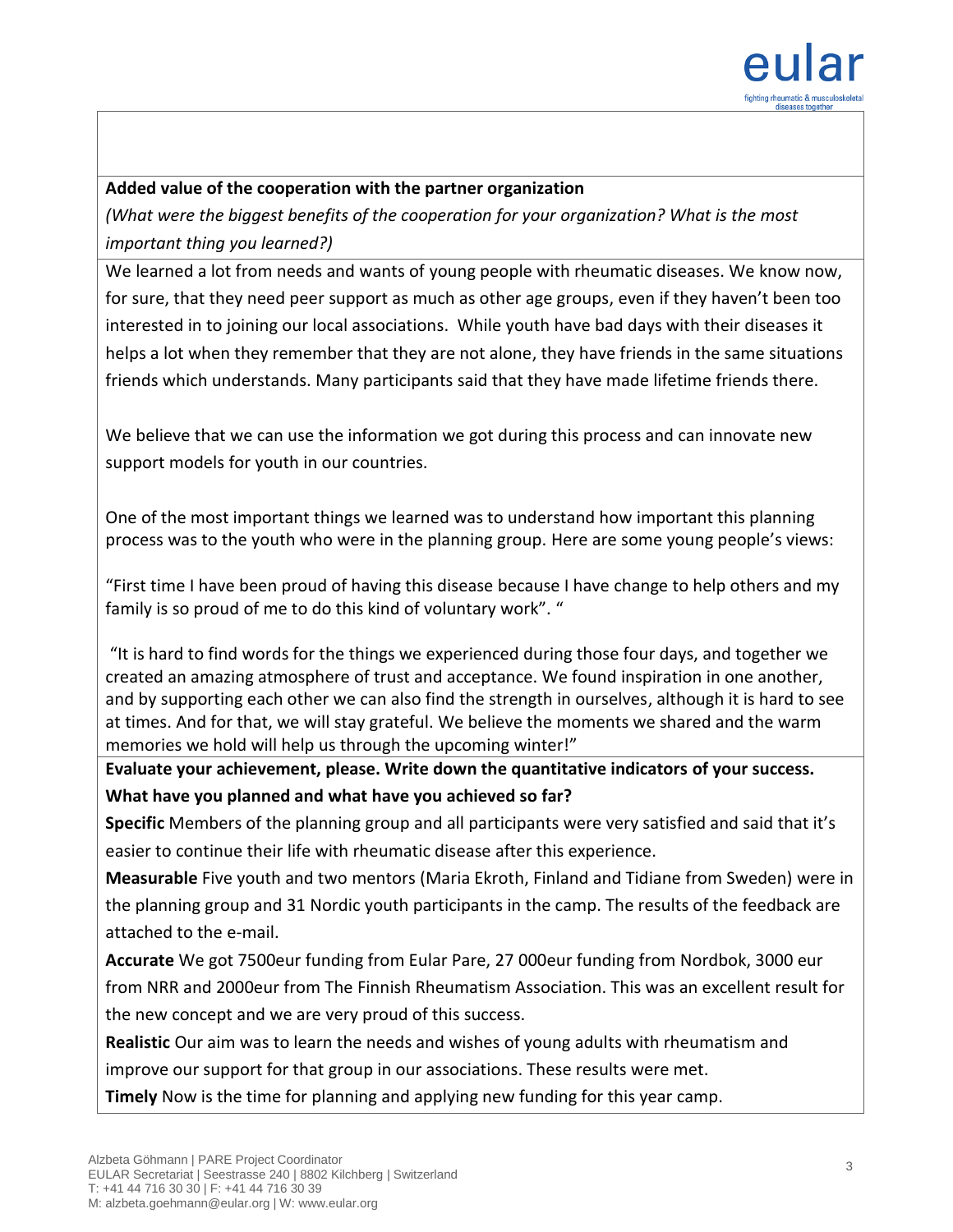**Added value of the cooperation with the partner organization**

*(What were the biggest benefits of the cooperation for your organization? What is the most important thing you learned?)*

We learned a lot from needs and wants of young people with rheumatic diseases. We know now, for sure, that they need peer support as much as other age groups, even if they haven't been too interested in to joining our local associations.  While youth have bad days with their diseases it helps a lot when they remember that they are not alone, they have friends in the same situations friends which understands. Many participants said that they have made lifetime friends there.

We believe that we can use the information we got during this process and can innovate new support models for youth in our countries.

One of the most important things we learned was to understand how important this planning process was to the youth who were in the planning group. Here are some young people's views:

"First time I have been proud of having this disease because I have change to help others and my family is so proud of me to do this kind of voluntary work". "

"It is hard to find words for the things we experienced during those four days, and together we created an amazing atmosphere of trust and acceptance. We found inspiration in one another, and by supporting each other we can also find the strength in ourselves, although it is hard to see at times. And for that, we will stay grateful. We believe the moments we shared and the warm memories we hold will help us through the upcoming winter!"

**Evaluate your achievement, please. Write down the quantitative indicators of your success. What have you planned and what have you achieved so far?**

**Specific** Members of the planning group and all participants were very satisfied and said that it's easier to continue their life with rheumatic disease after this experience.

**Measurable** Five youth and two mentors (Maria Ekroth, Finland and Tidiane from Sweden) were in the planning group and 31 Nordic youth participants in the camp. The results of the feedback are attached to the e-mail.

**Accurate** We got 7500eur funding from Eular Pare, 27 000eur funding from Nordbok, 3000 eur from NRR and 2000eur from The Finnish Rheumatism Association. This was an excellent result for the new concept and we are very proud of this success.

**Realistic** Our aim was to learn the needs and wishes of young adults with rheumatism and improve our support for that group in our associations. These results were met.

**Timely** Now is the time for planning and applying new funding for this year camp.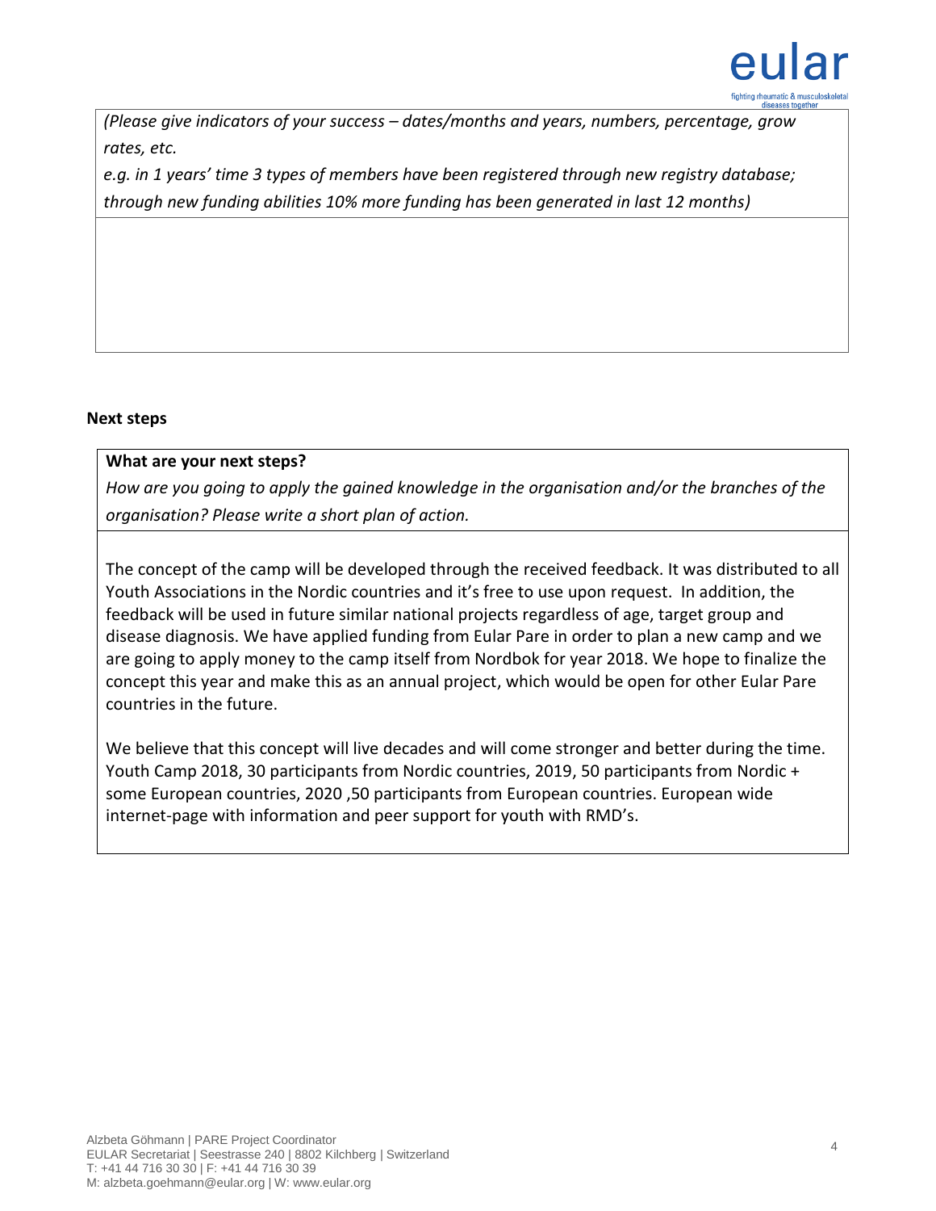*(Please give indicators of your success – dates/months and years, numbers, percentage, grow rates, etc.*
*e.g. in 1 years' time 3 types of members have been registered through new registry database; through new funding abilities 10% more funding has been generated in last 12 months)*

## Next steps

**What are your next steps?**

*How are you going to apply the gained knowledge in the organisation and/or the branches of the organisation? Please write a short plan of action.*

The concept of the camp will be developed through the received feedback. It was distributed to all Youth Associations in the Nordic countries and it's free to use upon request. In addition, the feedback will be used in future similar national projects regardless of age, target group and disease diagnosis. We have applied funding from Eular Pare in order to plan a new camp and we are going to apply money to the camp itself from Nordbok for year 2018. We hope to finalize the concept this year and make this as an annual project, which would be open for other Eular Pare countries in the future.

We believe that this concept will live decades and will come stronger and better during the time. Youth Camp 2018, 30 participants from Nordic countries, 2019, 50 participants from Nordic + some European countries, 2020 ,50 participants from European countries. European wide internet-page with information and peer support for youth with RMD's.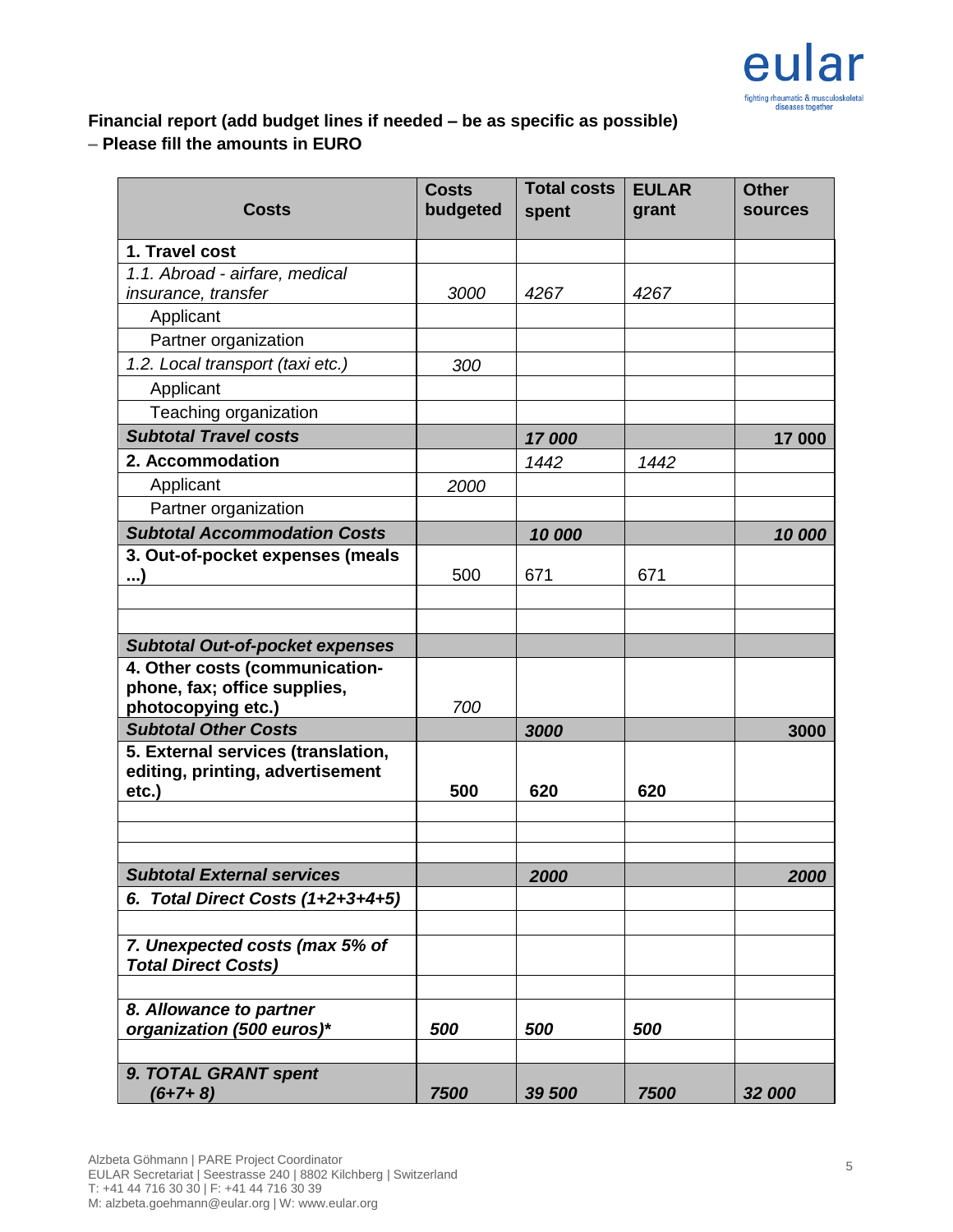**Financial report (add budget lines if needed – be as specific as possible)**
**– Please fill the amounts in EURO**

| Costs | Costs budgeted | Total costs spent | EULAR grant | Other sources |
|---|---|---|---|---|
| **1. Travel cost** | | | | |
| *1.1. Abroad - airfare, medical insurance, transfer* | *3000* | *4267* | *4267* | |
| Applicant | | | | |
| Partner organization | | | | |
| *1.2. Local transport (taxi etc.)* | *300* | | | |
| Applicant | | | | |
| Teaching organization | | | | |
| ***Subtotal Travel costs*** | | ***17 000*** | | **17 000** |
| **2. Accommodation** | | *1442* | *1442* | |
| Applicant | *2000* | | | |
| Partner organization | | | | |
| ***Subtotal Accommodation Costs*** | | ***10 000*** | | ***10 000*** |
| **3. Out-of-pocket expenses (meals ...)** | 500 | 671 | 671 | |
| | | | | |
| | | | | |
| ***Subtotal Out-of-pocket expenses*** | | | | |
| **4. Other costs (communication-phone, fax; office supplies, photocopying etc.)** | *700* | | | |
| ***Subtotal Other Costs*** | | ***3000*** | | **3000** |
| **5. External services (translation, editing, printing, advertisement etc.)** | **500** | **620** | **620** | |
| | | | | |
| | | | | |
| | | | | |
| ***Subtotal External services*** | | ***2000*** | | ***2000*** |
| ***6. Total Direct Costs (1+2+3+4+5)*** | | | | |
| | | | | |
| ***7. Unexpected costs (max 5% of Total Direct Costs)*** | | | | |
| | | | | |
| ***8. Allowance to partner organization (500 euros)**** | ***500*** | ***500*** | ***500*** | |
| | | | | |
| ***9. TOTAL GRANT spent (6+7+ 8)*** | ***7500*** | ***39 500*** | ***7500*** | ***32 000*** |

Alzbeta Göhmann | PARE Project Coordinator
EULAR Secretariat | Seestrasse 240 | 8802 Kilchberg | Switzerland
T: +41 44 716 30 30 | F: +41 44 716 30 39
M: alzbeta.goehmann@eular.org | W: www.eular.org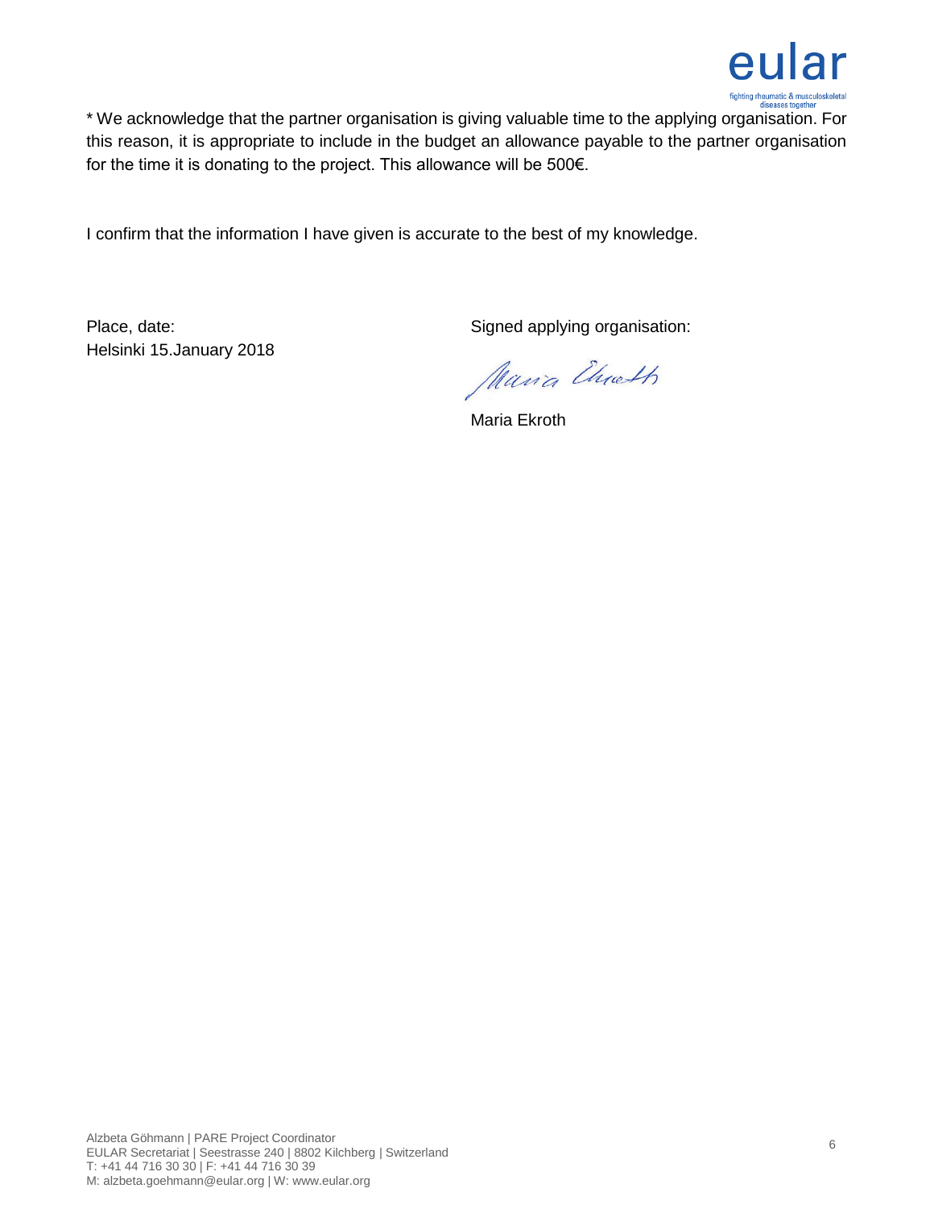* We acknowledge that the partner organisation is giving valuable time to the applying organisation. For this reason, it is appropriate to include in the budget an allowance payable to the partner organisation for the time it is donating to the project. This allowance will be 500€.

I confirm that the information I have given is accurate to the best of my knowledge.

Place, date:
Helsinki 15.January 2018

Signed applying organisation:

Maria Ekroth

Maria Ekroth

Alzbeta Göhmann | PARE Project Coordinator
EULAR Secretariat | Seestrasse 240 | 8802 Kilchberg | Switzerland
T: +41 44 716 30 30 | F: +41 44 716 30 39
M: alzbeta.goehmann@eular.org | W: www.eular.org